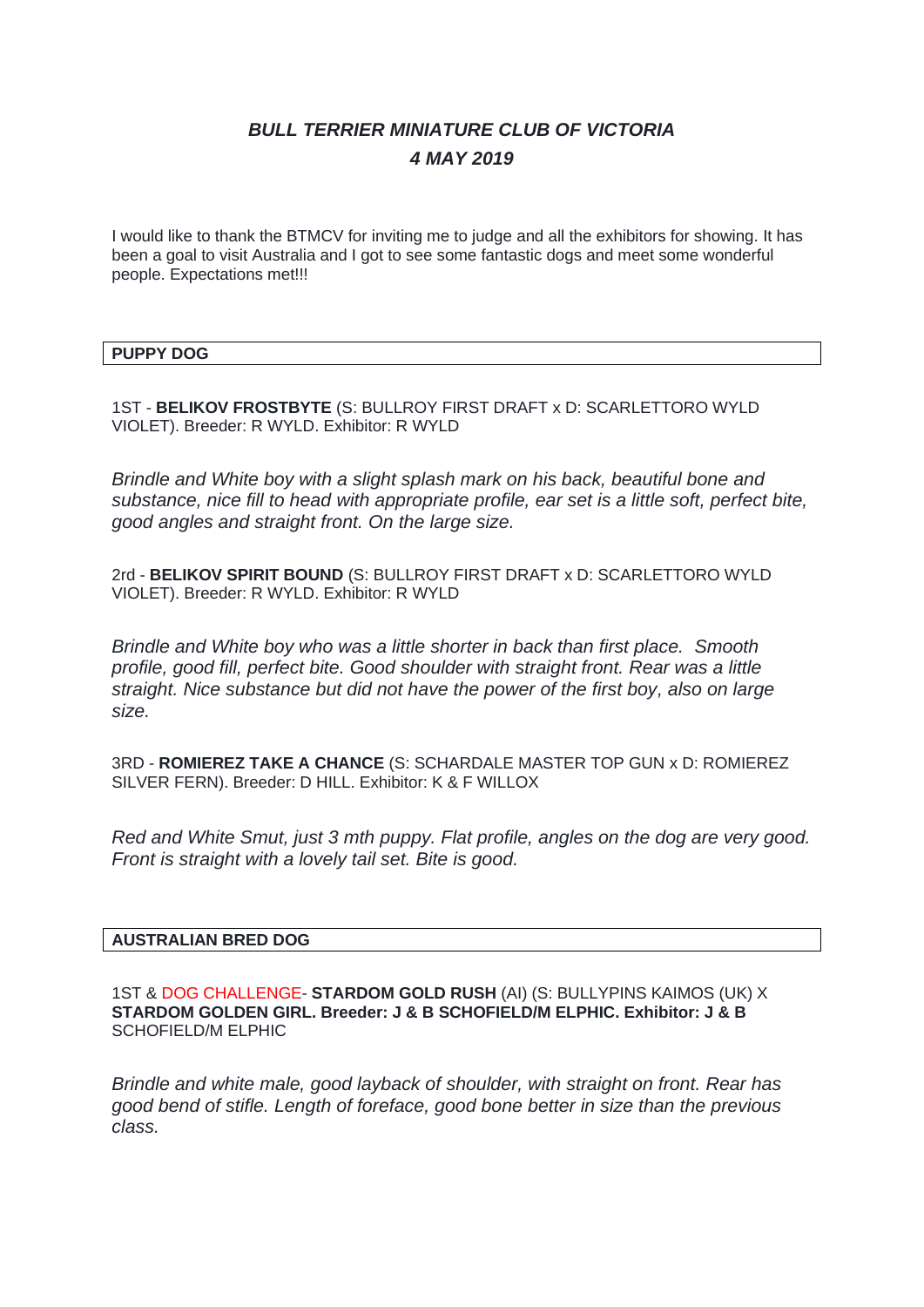# *BULL TERRIER MINIATURE CLUB OF VICTORIA*

## *4 MAY 2019*

I would like to thank the BTMCV for inviting me to judge and all the exhibitors for showing. It has been a goal to visit Australia and I got to see some fantastic dogs and meet some wonderful people. Expectations met!!!

**PUPPY DOG**

1ST - **BELIKOV FROSTBYTE** (S: BULLROY FIRST DRAFT x D: SCARLETTORO WYLD VIOLET). Breeder: R WYLD. Exhibitor: R WYLD

*Brindle and White boy with a slight splash mark on his back, beautiful bone and substance, nice fill to head with appropriate profile, ear set is a little soft, perfect bite, good angles and straight front. On the large size.*

2rd - **BELIKOV SPIRIT BOUND** (S: BULLROY FIRST DRAFT x D: SCARLETTORO WYLD VIOLET). Breeder: R WYLD. Exhibitor: R WYLD

*Brindle and White boy who was a little shorter in back than first place. Smooth profile, good fill, perfect bite. Good shoulder with straight front. Rear was a little straight. Nice substance but did not have the power of the first boy, also on large size.*

3RD - **ROMIEREZ TAKE A CHANCE** (S: SCHARDALE MASTER TOP GUN x D: ROMIEREZ SILVER FERN). Breeder: D HILL. Exhibitor: K & F WILLOX

*Red and White Smut, just 3 mth puppy. Flat profile, angles on the dog are very good. Front is straight with a lovely tail set. Bite is good.*

**AUSTRALIAN BRED DOG**

1ST & DOG CHALLENGE- **STARDOM GOLD RUSH** (AI) (S: BULLYPINS KAIMOS (UK) X **STARDOM GOLDEN GIRL. Breeder: J & B SCHOFIELD/M ELPHIC. Exhibitor: J & B** SCHOFIELD/M ELPHIC

*Brindle and white male, good layback of shoulder, with straight on front. Rear has good bend of stifle. Length of foreface, good bone better in size than the previous class.*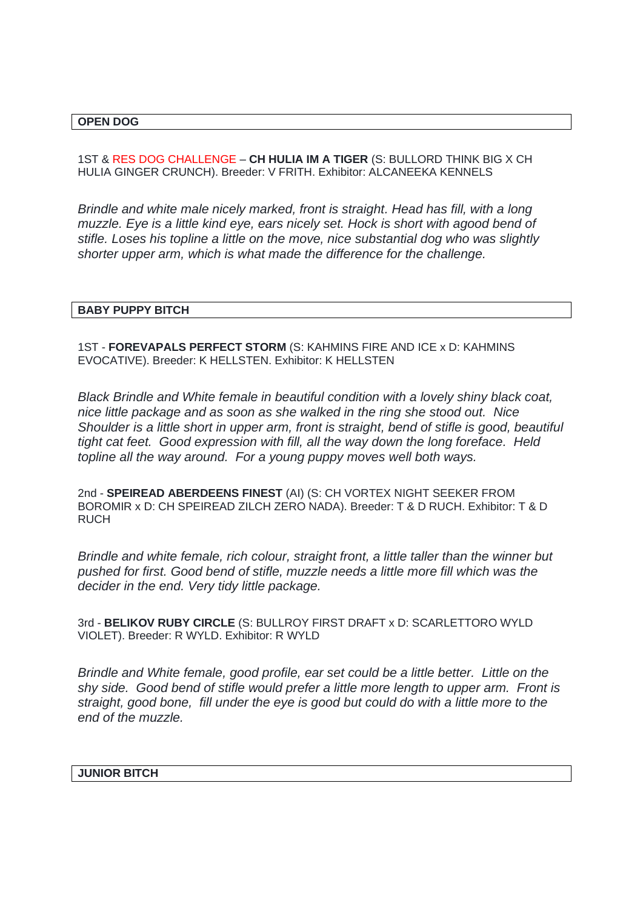## OPEN DOG

1ST & RES DOG CHALLENGE – **CH HULIA IM A TIGER** (S: BULLORD THINK BIG X CH HULIA GINGER CRUNCH). Breeder: V FRITH. Exhibitor: ALCANEEKA KENNELS

*Brindle and white male nicely marked, front is straight. Head has fill, with a long muzzle. Eye is a little kind eye, ears nicely set. Hock is short with agood bend of stifle. Loses his topline a little on the move, nice substantial dog who was slightly shorter upper arm, which is what made the difference for the challenge.*

## BABY PUPPY BITCH

1ST - **FOREVAPALS PERFECT STORM** (S: KAHMINS FIRE AND ICE x D: KAHMINS EVOCATIVE). Breeder: K HELLSTEN. Exhibitor: K HELLSTEN

*Black Brindle and White female in beautiful condition with a lovely shiny black coat, nice little package and as soon as she walked in the ring she stood out. Nice Shoulder is a little short in upper arm, front is straight, bend of stifle is good, beautiful tight cat feet. Good expression with fill, all the way down the long foreface. Held topline all the way around. For a young puppy moves well both ways.*

2nd - **SPEIREAD ABERDEENS FINEST** (AI) (S: CH VORTEX NIGHT SEEKER FROM BOROMIR x D: CH SPEIREAD ZILCH ZERO NADA). Breeder: T & D RUCH. Exhibitor: T & D RUCH

*Brindle and white female, rich colour, straight front, a little taller than the winner but pushed for first. Good bend of stifle, muzzle needs a little more fill which was the decider in the end. Very tidy little package.*

3rd - **BELIKOV RUBY CIRCLE** (S: BULLROY FIRST DRAFT x D: SCARLETTORO WYLD VIOLET). Breeder: R WYLD. Exhibitor: R WYLD

*Brindle and White female, good profile, ear set could be a little better. Little on the shy side. Good bend of stifle would prefer a little more length to upper arm. Front is straight, good bone, fill under the eye is good but could do with a little more to the end of the muzzle.*

## JUNIOR BITCH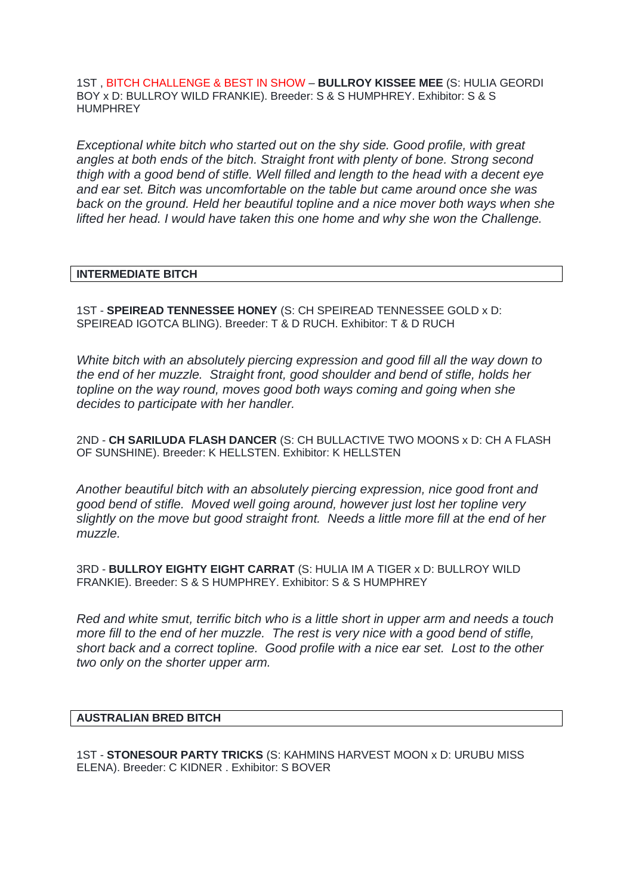1ST , BITCH CHALLENGE & BEST IN SHOW – **BULLROY KISSEE MEE** (S: HULIA GEORDI BOY x D: BULLROY WILD FRANKIE). Breeder: S & S HUMPHREY. Exhibitor: S & S HUMPHREY

*Exceptional white bitch who started out on the shy side. Good profile, with great angles at both ends of the bitch. Straight front with plenty of bone. Strong second thigh with a good bend of stifle. Well filled and length to the head with a decent eye and ear set. Bitch was uncomfortable on the table but came around once she was back on the ground. Held her beautiful topline and a nice mover both ways when she lifted her head. I would have taken this one home and why she won the Challenge.*

## INTERMEDIATE BITCH

1ST - **SPEIREAD TENNESSEE HONEY** (S: CH SPEIREAD TENNESSEE GOLD x D: SPEIREAD IGOTCA BLING). Breeder: T & D RUCH. Exhibitor: T & D RUCH

*White bitch with an absolutely piercing expression and good fill all the way down to the end of her muzzle. Straight front, good shoulder and bend of stifle, holds her topline on the way round, moves good both ways coming and going when she decides to participate with her handler.*

2ND - **CH SARILUDA FLASH DANCER** (S: CH BULLACTIVE TWO MOONS x D: CH A FLASH OF SUNSHINE). Breeder: K HELLSTEN. Exhibitor: K HELLSTEN

*Another beautiful bitch with an absolutely piercing expression, nice good front and good bend of stifle. Moved well going around, however just lost her topline very slightly on the move but good straight front. Needs a little more fill at the end of her muzzle.*

3RD - **BULLROY EIGHTY EIGHT CARRAT** (S: HULIA IM A TIGER x D: BULLROY WILD FRANKIE). Breeder: S & S HUMPHREY. Exhibitor: S & S HUMPHREY

*Red and white smut, terrific bitch who is a little short in upper arm and needs a touch more fill to the end of her muzzle. The rest is very nice with a good bend of stifle, short back and a correct topline. Good profile with a nice ear set. Lost to the other two only on the shorter upper arm.*

## AUSTRALIAN BRED BITCH

1ST - **STONESOUR PARTY TRICKS** (S: KAHMINS HARVEST MOON x D: URUBU MISS ELENA). Breeder: C KIDNER . Exhibitor: S BOVER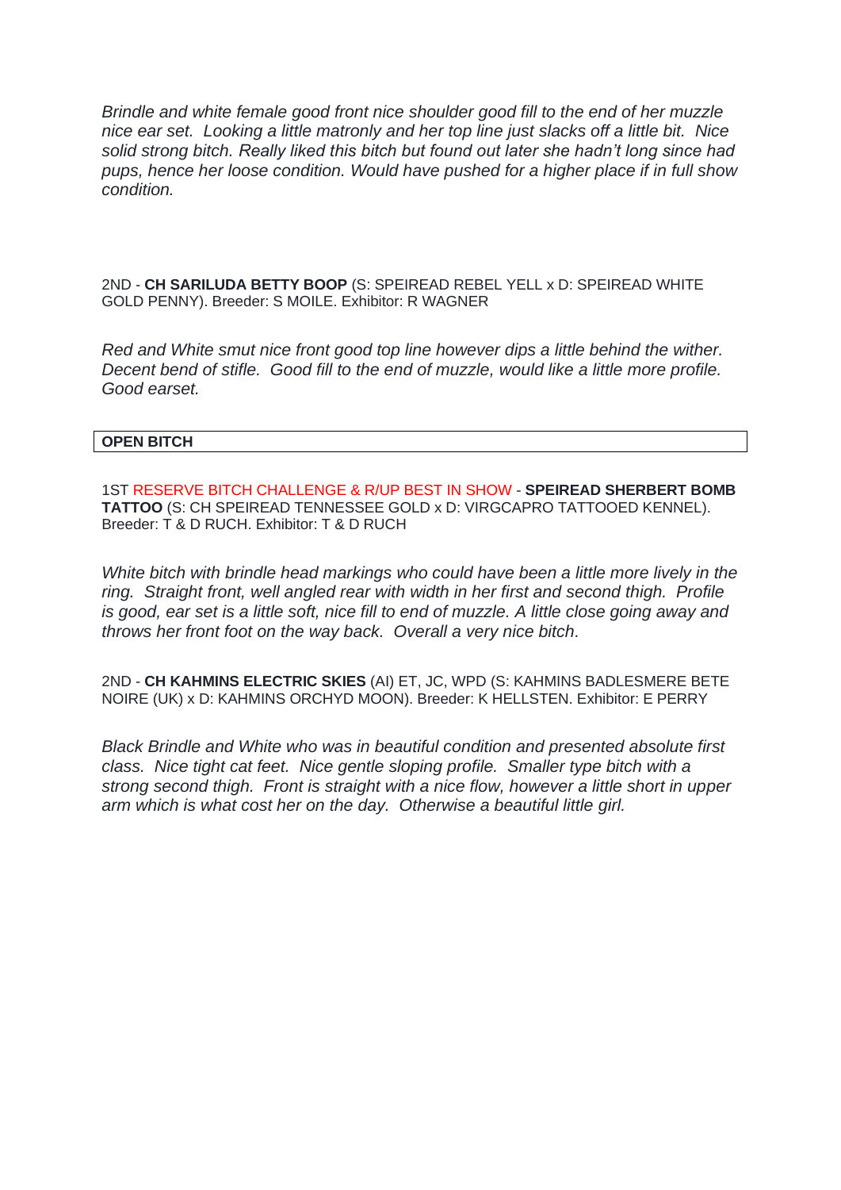*Brindle and white female good front nice shoulder good fill to the end of her muzzle nice ear set. Looking a little matronly and her top line just slacks off a little bit. Nice solid strong bitch. Really liked this bitch but found out later she hadn't long since had pups, hence her loose condition. Would have pushed for a higher place if in full show condition.*

2ND - **CH SARILUDA BETTY BOOP** (S: SPEIREAD REBEL YELL x D: SPEIREAD WHITE GOLD PENNY). Breeder: S MOILE. Exhibitor: R WAGNER

*Red and White smut nice front good top line however dips a little behind the wither. Decent bend of stifle. Good fill to the end of muzzle, would like a little more profile. Good earset.*

## OPEN BITCH

1ST RESERVE BITCH CHALLENGE & R/UP BEST IN SHOW - **SPEIREAD SHERBERT BOMB TATTOO** (S: CH SPEIREAD TENNESSEE GOLD x D: VIRGCAPRO TATTOOED KENNEL). Breeder: T & D RUCH. Exhibitor: T & D RUCH

*White bitch with brindle head markings who could have been a little more lively in the ring. Straight front, well angled rear with width in her first and second thigh. Profile is good, ear set is a little soft, nice fill to end of muzzle. A little close going away and throws her front foot on the way back. Overall a very nice bitch.*

2ND - **CH KAHMINS ELECTRIC SKIES** (AI) ET, JC, WPD (S: KAHMINS BADLESMERE BETE NOIRE (UK) x D: KAHMINS ORCHYD MOON). Breeder: K HELLSTEN. Exhibitor: E PERRY

*Black Brindle and White who was in beautiful condition and presented absolute first class. Nice tight cat feet. Nice gentle sloping profile. Smaller type bitch with a strong second thigh. Front is straight with a nice flow, however a little short in upper arm which is what cost her on the day. Otherwise a beautiful little girl.*